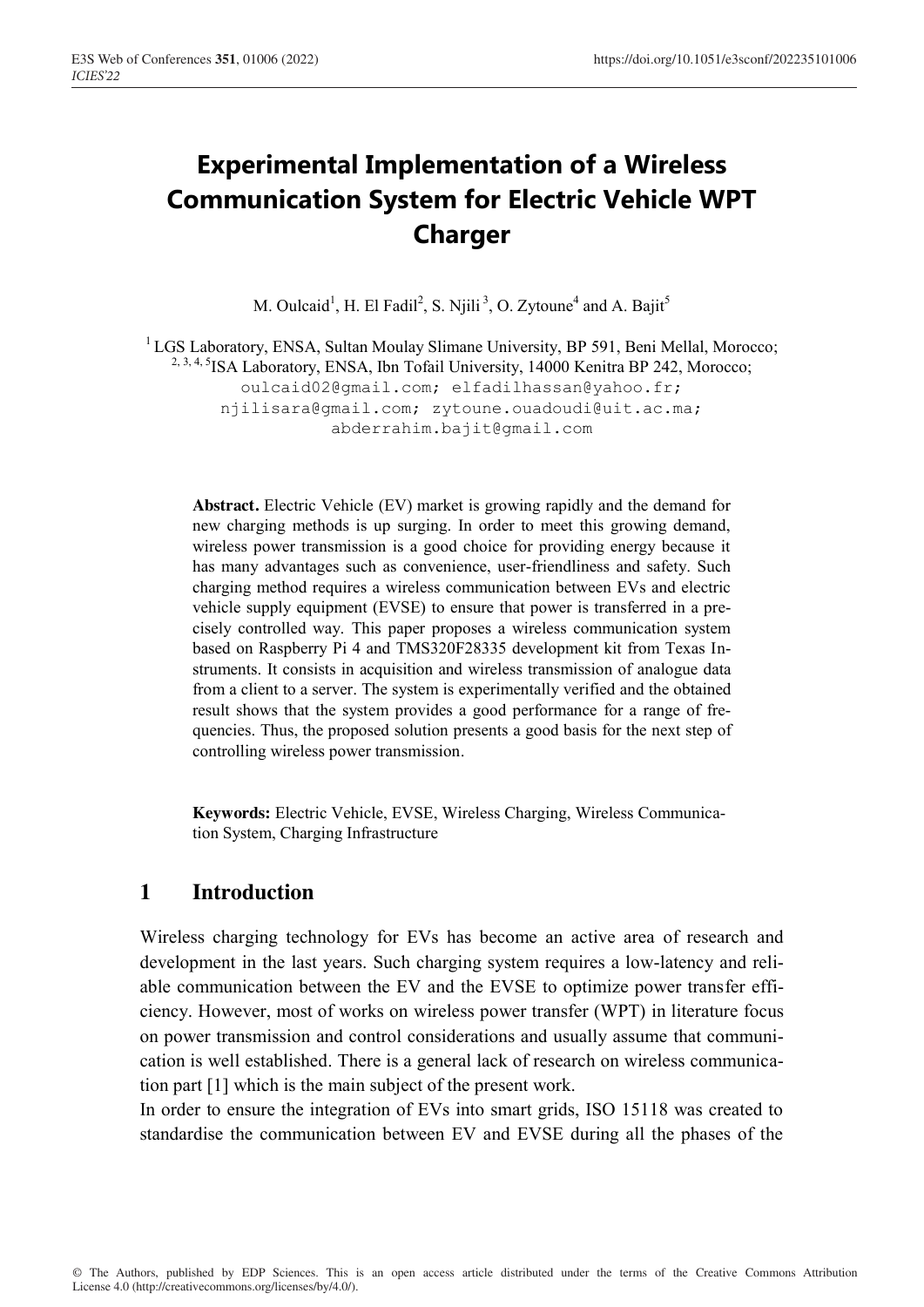# Experimental Implementation of a Wireless Communication System for Electric Vehicle WPT Charger

M. Oulcaid[1], H. El Fadil[2], S. Njili[3], O. Zytoune[4] and A. Bajit[5]

[1] LGS Laboratory, ENSA, Sultan Moulay Slimane University, BP 591, Beni Mellal, Morocco;
[2, 3, 4, 5] ISA Laboratory, ENSA, Ibn Tofail University, 14000 Kenitra BP 242, Morocco;
oulcaid02@gmail.com; elfadilhassan@yahoo.fr; njilisara@gmail.com; zytoune.ouadoudi@uit.ac.ma; abderrahim.bajit@gmail.com

**Abstract.** Electric Vehicle (EV) market is growing rapidly and the demand for new charging methods is up surging. In order to meet this growing demand, wireless power transmission is a good choice for providing energy because it has many advantages such as convenience, user-friendliness and safety. Such charging method requires a wireless communication between EVs and electric vehicle supply equipment (EVSE) to ensure that power is transferred in a precisely controlled way. This paper proposes a wireless communication system based on Raspberry Pi 4 and TMS320F28335 development kit from Texas Instruments. It consists in acquisition and wireless transmission of analogue data from a client to a server. The system is experimentally verified and the obtained result shows that the system provides a good performance for a range of frequencies. Thus, the proposed solution presents a good basis for the next step of controlling wireless power transmission.

**Keywords:** Electric Vehicle, EVSE, Wireless Charging, Wireless Communication System, Charging Infrastructure

## 1 Introduction

Wireless charging technology for EVs has become an active area of research and development in the last years. Such charging system requires a low-latency and reliable communication between the EV and the EVSE to optimize power transfer efficiency. However, most of works on wireless power transfer (WPT) in literature focus on power transmission and control considerations and usually assume that communication is well established. There is a general lack of research on wireless communication part [1] which is the main subject of the present work.

In order to ensure the integration of EVs into smart grids, ISO 15118 was created to standardise the communication between EV and EVSE during all the phases of the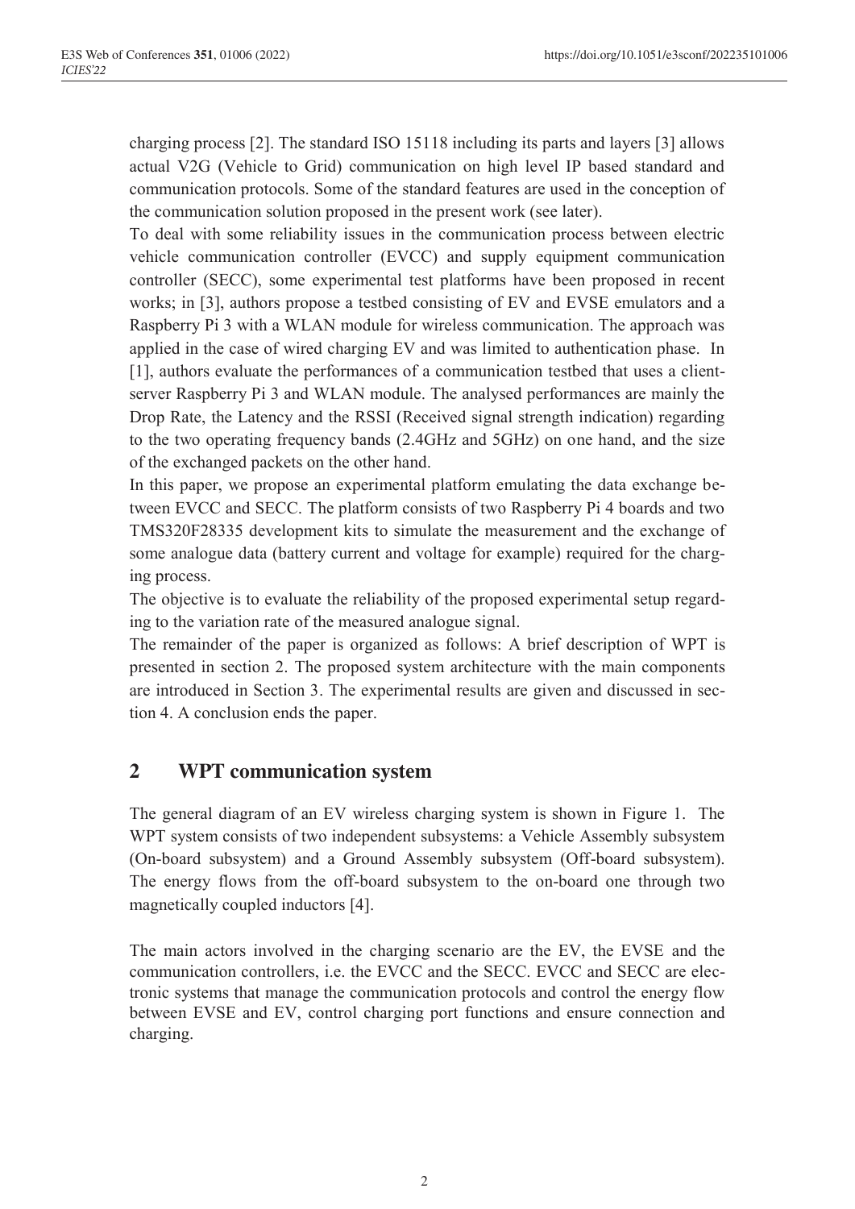charging process [2]. The standard ISO 15118 including its parts and layers [3] allows actual V2G (Vehicle to Grid) communication on high level IP based standard and communication protocols. Some of the standard features are used in the conception of the communication solution proposed in the present work (see later).

To deal with some reliability issues in the communication process between electric vehicle communication controller (EVCC) and supply equipment communication controller (SECC), some experimental test platforms have been proposed in recent works; in [3], authors propose a testbed consisting of EV and EVSE emulators and a Raspberry Pi 3 with a WLAN module for wireless communication. The approach was applied in the case of wired charging EV and was limited to authentication phase. In [1], authors evaluate the performances of a communication testbed that uses a client-server Raspberry Pi 3 and WLAN module. The analysed performances are mainly the Drop Rate, the Latency and the RSSI (Received signal strength indication) regarding to the two operating frequency bands (2.4GHz and 5GHz) on one hand, and the size of the exchanged packets on the other hand.

In this paper, we propose an experimental platform emulating the data exchange between EVCC and SECC. The platform consists of two Raspberry Pi 4 boards and two TMS320F28335 development kits to simulate the measurement and the exchange of some analogue data (battery current and voltage for example) required for the charging process.

The objective is to evaluate the reliability of the proposed experimental setup regarding to the variation rate of the measured analogue signal.

The remainder of the paper is organized as follows: A brief description of WPT is presented in section 2. The proposed system architecture with the main components are introduced in Section 3. The experimental results are given and discussed in section 4. A conclusion ends the paper.

## 2 WPT communication system

The general diagram of an EV wireless charging system is shown in Figure 1. The WPT system consists of two independent subsystems: a Vehicle Assembly subsystem (On-board subsystem) and a Ground Assembly subsystem (Off-board subsystem). The energy flows from the off-board subsystem to the on-board one through two magnetically coupled inductors [4].

The main actors involved in the charging scenario are the EV, the EVSE and the communication controllers, i.e. the EVCC and the SECC. EVCC and SECC are electronic systems that manage the communication protocols and control the energy flow between EVSE and EV, control charging port functions and ensure connection and charging.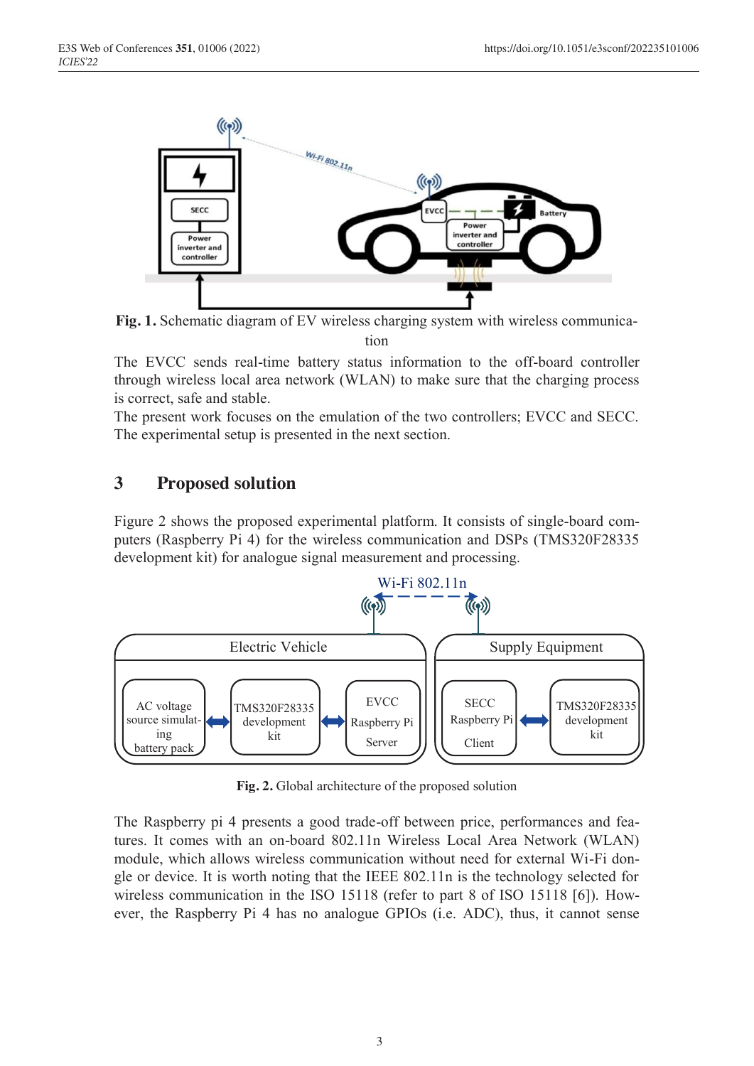**Fig. 1.** Schematic diagram of EV wireless charging system with wireless communication

The EVCC sends real-time battery status information to the off-board controller through wireless local area network (WLAN) to make sure that the charging process is correct, safe and stable.

The present work focuses on the emulation of the two controllers; EVCC and SECC. The experimental setup is presented in the next section.

## 3 Proposed solution

Figure 2 shows the proposed experimental platform. It consists of single-board computers (Raspberry Pi 4) for the wireless communication and DSPs (TMS320F28335 development kit) for analogue signal measurement and processing.

**Fig. 2.** Global architecture of the proposed solution

The Raspberry pi 4 presents a good trade-off between price, performances and features. It comes with an on-board 802.11n Wireless Local Area Network (WLAN) module, which allows wireless communication without need for external Wi-Fi dongle or device. It is worth noting that the IEEE 802.11n is the technology selected for wireless communication in the ISO 15118 (refer to part 8 of ISO 15118 [6]). However, the Raspberry Pi 4 has no analogue GPIOs (i.e. ADC), thus, it cannot sense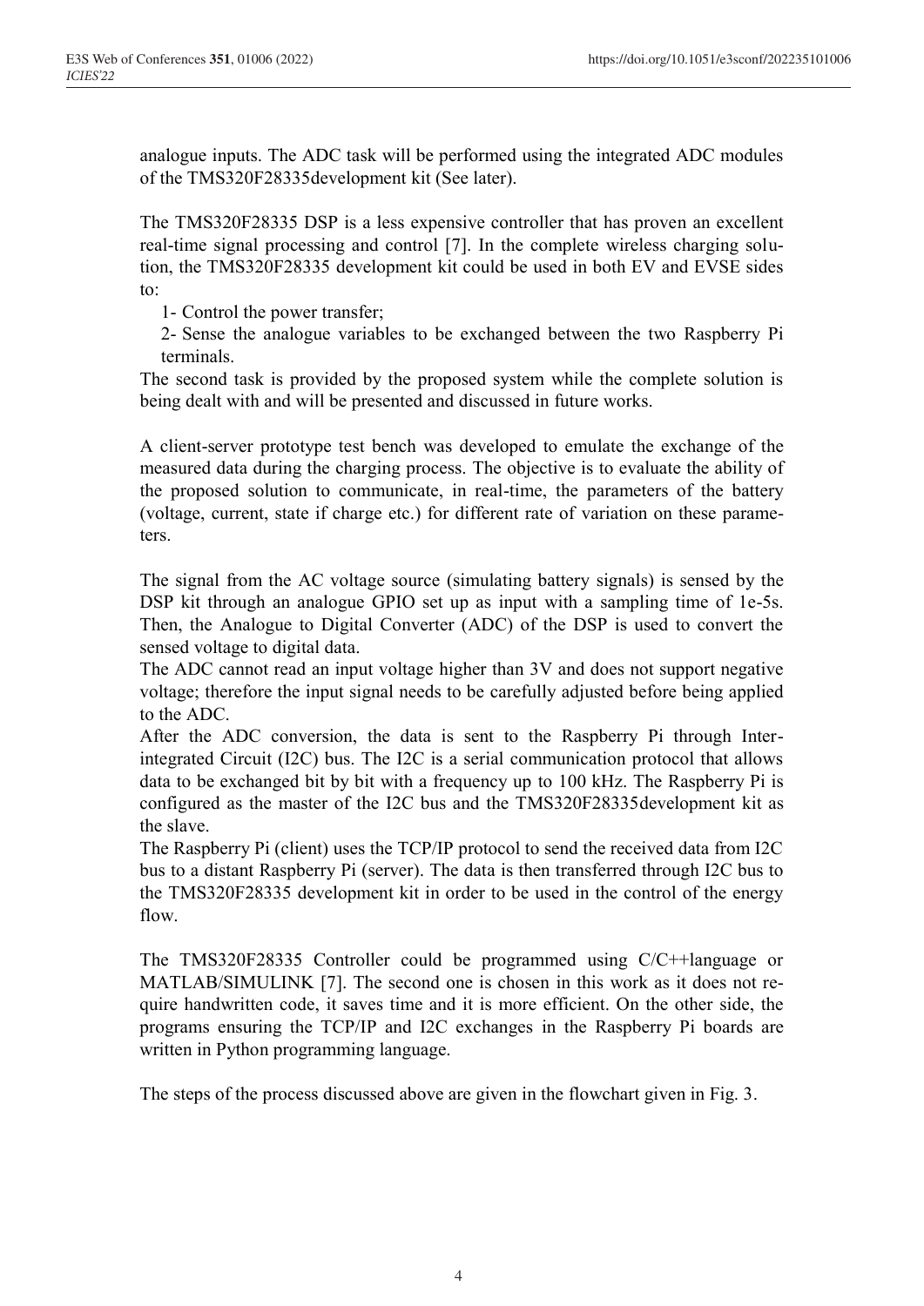analogue inputs. The ADC task will be performed using the integrated ADC modules of the TMS320F28335development kit (See later).

The TMS320F28335 DSP is a less expensive controller that has proven an excellent real-time signal processing and control [7]. In the complete wireless charging solution, the TMS320F28335 development kit could be used in both EV and EVSE sides to:

1- Control the power transfer;

2- Sense the analogue variables to be exchanged between the two Raspberry Pi terminals.

The second task is provided by the proposed system while the complete solution is being dealt with and will be presented and discussed in future works.

A client-server prototype test bench was developed to emulate the exchange of the measured data during the charging process. The objective is to evaluate the ability of the proposed solution to communicate, in real-time, the parameters of the battery (voltage, current, state if charge etc.) for different rate of variation on these parameters.

The signal from the AC voltage source (simulating battery signals) is sensed by the DSP kit through an analogue GPIO set up as input with a sampling time of 1e-5s. Then, the Analogue to Digital Converter (ADC) of the DSP is used to convert the sensed voltage to digital data.

The ADC cannot read an input voltage higher than 3V and does not support negative voltage; therefore the input signal needs to be carefully adjusted before being applied to the ADC.

After the ADC conversion, the data is sent to the Raspberry Pi through Inter-integrated Circuit (I2C) bus. The I2C is a serial communication protocol that allows data to be exchanged bit by bit with a frequency up to 100 kHz. The Raspberry Pi is configured as the master of the I2C bus and the TMS320F28335development kit as the slave.

The Raspberry Pi (client) uses the TCP/IP protocol to send the received data from I2C bus to a distant Raspberry Pi (server). The data is then transferred through I2C bus to the TMS320F28335 development kit in order to be used in the control of the energy flow.

The TMS320F28335 Controller could be programmed using C/C++language or MATLAB/SIMULINK [7]. The second one is chosen in this work as it does not require handwritten code, it saves time and it is more efficient. On the other side, the programs ensuring the TCP/IP and I2C exchanges in the Raspberry Pi boards are written in Python programming language.

The steps of the process discussed above are given in the flowchart given in Fig. 3.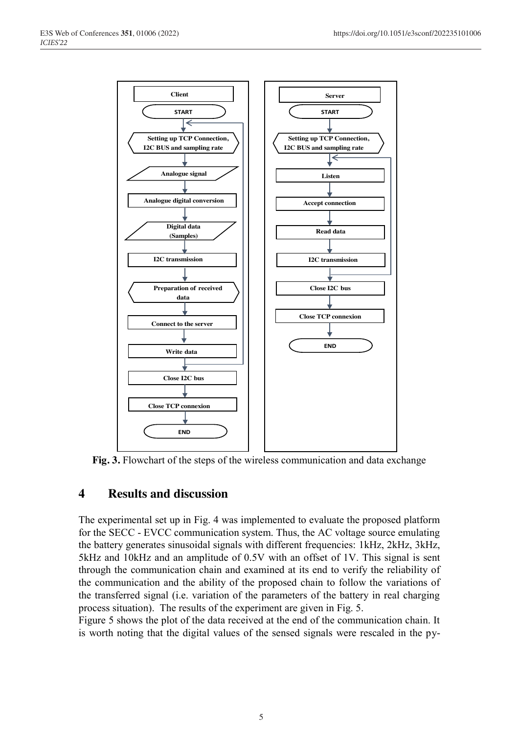**Client**

- START
- Setting up TCP Connection, I2C BUS and sampling rate
- Analogue signal
- Analogue digital conversion
- Digital data (Samples)
- I2C transmission
- Preparation of received data
- Connect to the server
- Write data
- Close I2C bus
- Close TCP connexion
- END

**Server**

- START
- Setting up TCP Connection, I2C BUS and sampling rate
- Listen
- Accept connection
- Read data
- I2C transmission
- Close I2C bus
- Close TCP connexion
- END

**Fig. 3.** Flowchart of the steps of the wireless communication and data exchange

# 4 Results and discussion

The experimental set up in Fig. 4 was implemented to evaluate the proposed platform for the SECC - EVCC communication system. Thus, the AC voltage source emulating the battery generates sinusoidal signals with different frequencies: 1kHz, 2kHz, 3kHz, 5kHz and 10kHz and an amplitude of 0.5V with an offset of 1V. This signal is sent through the communication chain and examined at its end to verify the reliability of the communication and the ability of the proposed chain to follow the variations of the transferred signal (i.e. variation of the parameters of the battery in real charging process situation). The results of the experiment are given in Fig. 5.

Figure 5 shows the plot of the data received at the end of the communication chain. It is worth noting that the digital values of the sensed signals were rescaled in the py-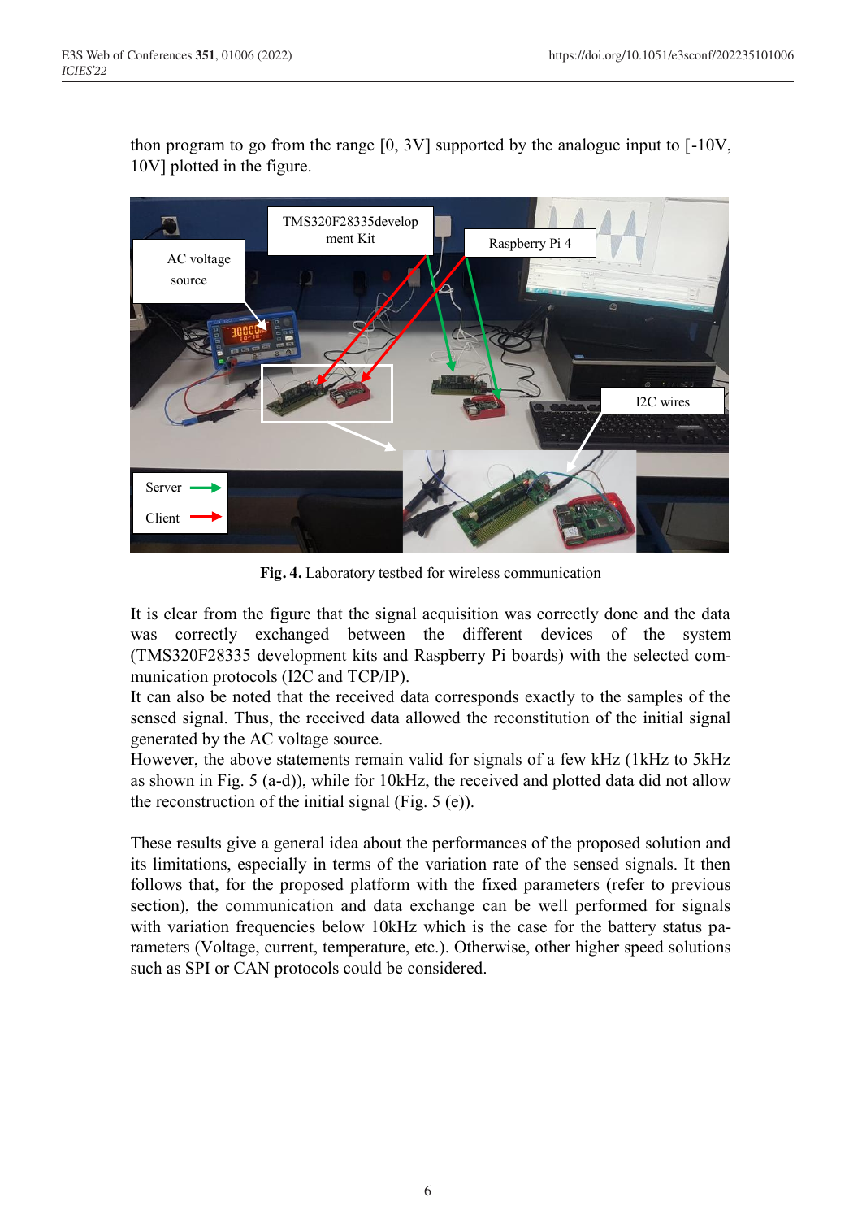thon program to go from the range [0, 3V] supported by the analogue input to [-10V, 10V] plotted in the figure.

**Fig. 4.** Laboratory testbed for wireless communication

It is clear from the figure that the signal acquisition was correctly done and the data was correctly exchanged between the different devices of the system (TMS320F28335 development kits and Raspberry Pi boards) with the selected communication protocols (I2C and TCP/IP).

It can also be noted that the received data corresponds exactly to the samples of the sensed signal. Thus, the received data allowed the reconstitution of the initial signal generated by the AC voltage source.

However, the above statements remain valid for signals of a few kHz (1kHz to 5kHz as shown in Fig. 5 (a-d)), while for 10kHz, the received and plotted data did not allow the reconstruction of the initial signal (Fig. 5 (e)).

These results give a general idea about the performances of the proposed solution and its limitations, especially in terms of the variation rate of the sensed signals. It then follows that, for the proposed platform with the fixed parameters (refer to previous section), the communication and data exchange can be well performed for signals with variation frequencies below 10kHz which is the case for the battery status parameters (Voltage, current, temperature, etc.). Otherwise, other higher speed solutions such as SPI or CAN protocols could be considered.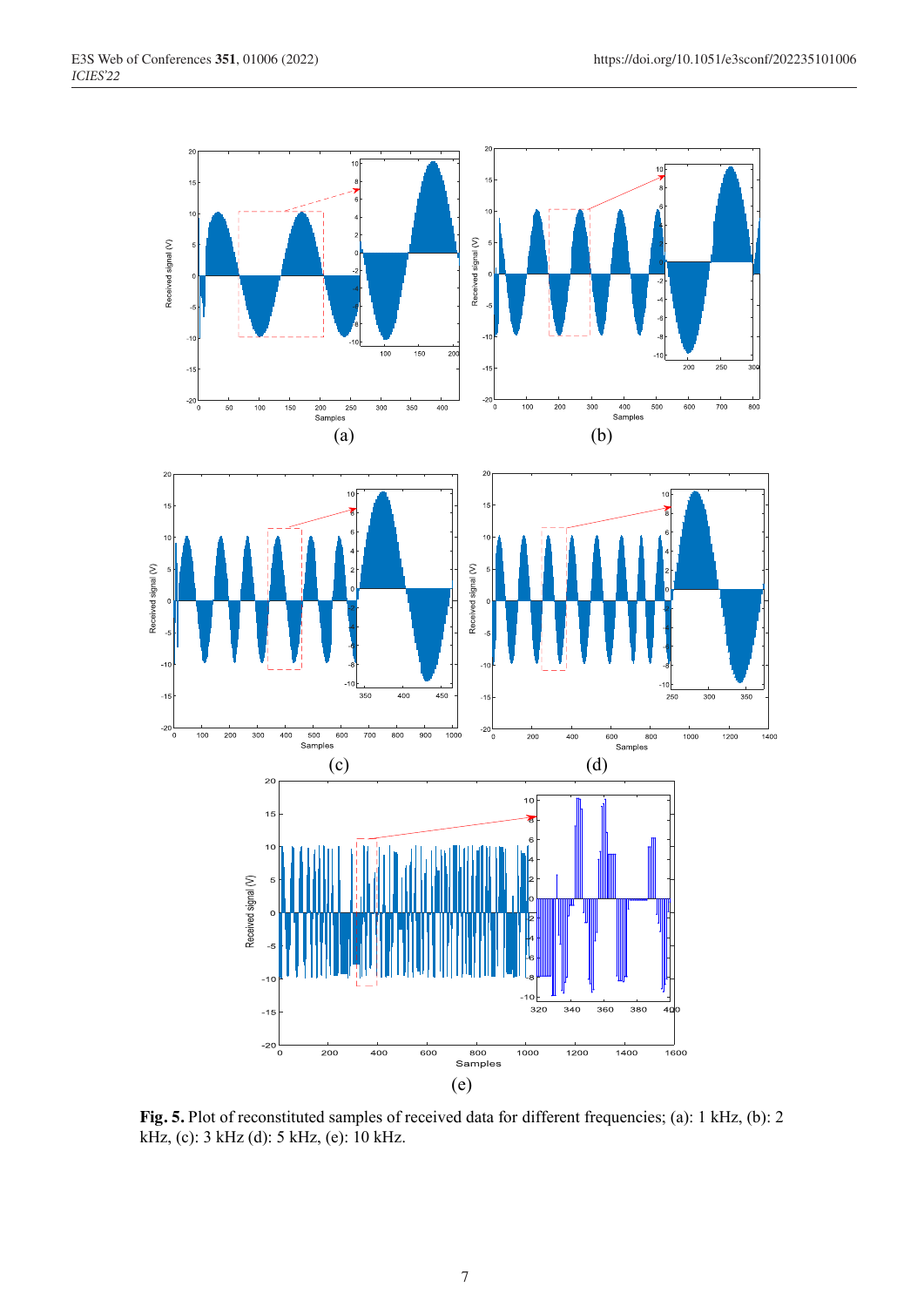**Fig. 5.** Plot of reconstituted samples of received data for different frequencies; (a): 1 kHz, (b): 2 kHz, (c): 3 kHz (d): 5 kHz, (e): 10 kHz.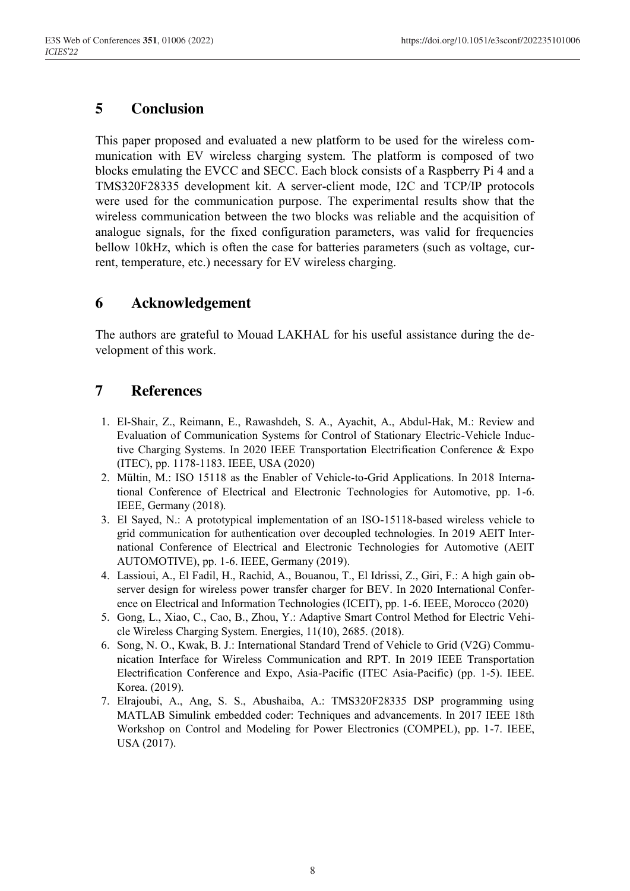## 5 Conclusion

This paper proposed and evaluated a new platform to be used for the wireless communication with EV wireless charging system. The platform is composed of two blocks emulating the EVCC and SECC. Each block consists of a Raspberry Pi 4 and a TMS320F28335 development kit. A server-client mode, I2C and TCP/IP protocols were used for the communication purpose. The experimental results show that the wireless communication between the two blocks was reliable and the acquisition of analogue signals, for the fixed configuration parameters, was valid for frequencies bellow 10kHz, which is often the case for batteries parameters (such as voltage, current, temperature, etc.) necessary for EV wireless charging.

## 6 Acknowledgement

The authors are grateful to Mouad LAKHAL for his useful assistance during the development of this work.

## 7 References

1. El-Shair, Z., Reimann, E., Rawashdeh, S. A., Ayachit, A., Abdul-Hak, M.: Review and Evaluation of Communication Systems for Control of Stationary Electric-Vehicle Inductive Charging Systems. In 2020 IEEE Transportation Electrification Conference & Expo (ITEC), pp. 1178-1183. IEEE, USA (2020)
2. Mültin, M.: ISO 15118 as the Enabler of Vehicle-to-Grid Applications. In 2018 International Conference of Electrical and Electronic Technologies for Automotive, pp. 1-6. IEEE, Germany (2018).
3. El Sayed, N.: A prototypical implementation of an ISO-15118-based wireless vehicle to grid communication for authentication over decoupled technologies. In 2019 AEIT International Conference of Electrical and Electronic Technologies for Automotive (AEIT AUTOMOTIVE), pp. 1-6. IEEE, Germany (2019).
4. Lassioui, A., El Fadil, H., Rachid, A., Bouanou, T., El Idrissi, Z., Giri, F.: A high gain observer design for wireless power transfer charger for BEV. In 2020 International Conference on Electrical and Information Technologies (ICEIT), pp. 1-6. IEEE, Morocco (2020)
5. Gong, L., Xiao, C., Cao, B., Zhou, Y.: Adaptive Smart Control Method for Electric Vehicle Wireless Charging System. Energies, 11(10), 2685. (2018).
6. Song, N. O., Kwak, B. J.: International Standard Trend of Vehicle to Grid (V2G) Communication Interface for Wireless Communication and RPT. In 2019 IEEE Transportation Electrification Conference and Expo, Asia-Pacific (ITEC Asia-Pacific) (pp. 1-5). IEEE. Korea. (2019).
7. Elrajoubi, A., Ang, S. S., Abushaiba, A.: TMS320F28335 DSP programming using MATLAB Simulink embedded coder: Techniques and advancements. In 2017 IEEE 18th Workshop on Control and Modeling for Power Electronics (COMPEL), pp. 1-7. IEEE, USA (2017).